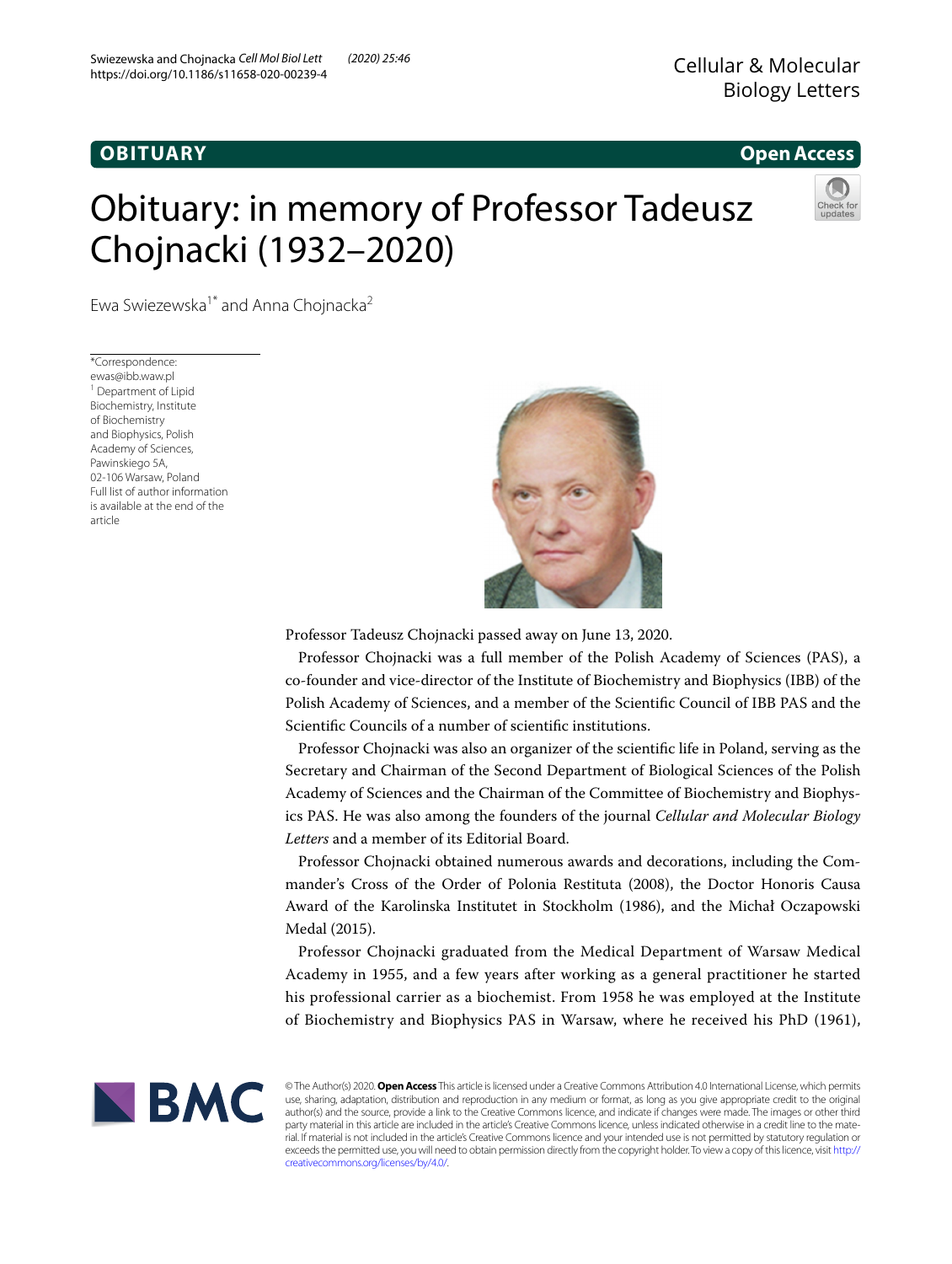**OBITUARY** **Open Access**

# Obituary: in memory of Professor Tadeusz Chojnacki (1932–2020)

Ewa Swiezewska[1*] and Anna Chojnacka[2]

*Correspondence: ewas@ibb.waw.pl
[1] Department of Lipid Biochemistry, Institute of Biochemistry and Biophysics, Polish Academy of Sciences, Pawinskiego 5A, 02-106 Warsaw, Poland
Full list of author information is available at the end of the article

Professor Tadeusz Chojnacki passed away on June 13, 2020.

Professor Chojnacki was a full member of the Polish Academy of Sciences (PAS), a co-founder and vice-director of the Institute of Biochemistry and Biophysics (IBB) of the Polish Academy of Sciences, and a member of the Scientific Council of IBB PAS and the Scientific Councils of a number of scientific institutions.

Professor Chojnacki was also an organizer of the scientific life in Poland, serving as the Secretary and Chairman of the Second Department of Biological Sciences of the Polish Academy of Sciences and the Chairman of the Committee of Biochemistry and Biophysics PAS. He was also among the founders of the journal *Cellular and Molecular Biology Letters* and a member of its Editorial Board.

Professor Chojnacki obtained numerous awards and decorations, including the Commander's Cross of the Order of Polonia Restituta (2008), the Doctor Honoris Causa Award of the Karolinska Institutet in Stockholm (1986), and the Michał Oczapowski Medal (2015).

Professor Chojnacki graduated from the Medical Department of Warsaw Medical Academy in 1955, and a few years after working as a general practitioner he started his professional carrier as a biochemist. From 1958 he was employed at the Institute of Biochemistry and Biophysics PAS in Warsaw, where he received his PhD (1961),

© The Author(s) 2020. **Open Access** This article is licensed under a Creative Commons Attribution 4.0 International License, which permits use, sharing, adaptation, distribution and reproduction in any medium or format, as long as you give appropriate credit to the original author(s) and the source, provide a link to the Creative Commons licence, and indicate if changes were made. The images or other third party material in this article are included in the article's Creative Commons licence, unless indicated otherwise in a credit line to the material. If material is not included in the article's Creative Commons licence and your intended use is not permitted by statutory regulation or exceeds the permitted use, you will need to obtain permission directly from the copyright holder. To view a copy of this licence, visit http://creativecommons.org/licenses/by/4.0/.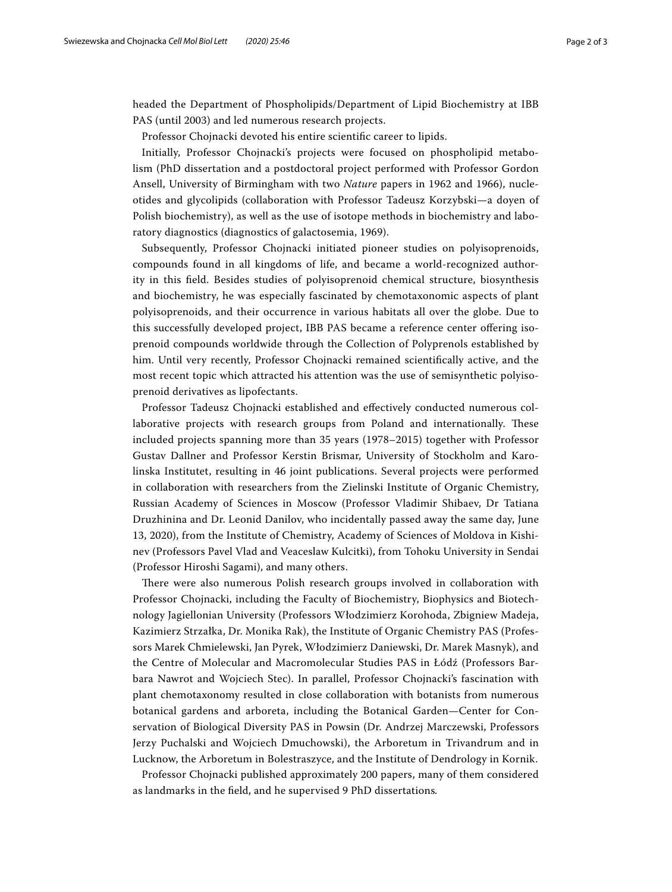headed the Department of Phospholipids/Department of Lipid Biochemistry at IBB PAS (until 2003) and led numerous research projects.

Professor Chojnacki devoted his entire scientific career to lipids.

Initially, Professor Chojnacki's projects were focused on phospholipid metabolism (PhD dissertation and a postdoctoral project performed with Professor Gordon Ansell, University of Birmingham with two *Nature* papers in 1962 and 1966), nucleotides and glycolipids (collaboration with Professor Tadeusz Korzybski—a doyen of Polish biochemistry), as well as the use of isotope methods in biochemistry and laboratory diagnostics (diagnostics of galactosemia, 1969).

Subsequently, Professor Chojnacki initiated pioneer studies on polyisoprenoids, compounds found in all kingdoms of life, and became a world-recognized authority in this field. Besides studies of polyisoprenoid chemical structure, biosynthesis and biochemistry, he was especially fascinated by chemotaxonomic aspects of plant polyisoprenoids, and their occurrence in various habitats all over the globe. Due to this successfully developed project, IBB PAS became a reference center offering isoprenoid compounds worldwide through the Collection of Polyprenols established by him. Until very recently, Professor Chojnacki remained scientifically active, and the most recent topic which attracted his attention was the use of semisynthetic polyisoprenoid derivatives as lipofectants.

Professor Tadeusz Chojnacki established and effectively conducted numerous collaborative projects with research groups from Poland and internationally. These included projects spanning more than 35 years (1978–2015) together with Professor Gustav Dallner and Professor Kerstin Brismar, University of Stockholm and Karolinska Institutet, resulting in 46 joint publications. Several projects were performed in collaboration with researchers from the Zielinski Institute of Organic Chemistry, Russian Academy of Sciences in Moscow (Professor Vladimir Shibaev, Dr Tatiana Druzhinina and Dr. Leonid Danilov, who incidentally passed away the same day, June 13, 2020), from the Institute of Chemistry, Academy of Sciences of Moldova in Kishinev (Professors Pavel Vlad and Veaceslaw Kulcitki), from Tohoku University in Sendai (Professor Hiroshi Sagami), and many others.

There were also numerous Polish research groups involved in collaboration with Professor Chojnacki, including the Faculty of Biochemistry, Biophysics and Biotechnology Jagiellonian University (Professors Włodzimierz Korohoda, Zbigniew Madeja, Kazimierz Strzałka, Dr. Monika Rak), the Institute of Organic Chemistry PAS (Professors Marek Chmielewski, Jan Pyrek, Włodzimierz Daniewski, Dr. Marek Masnyk), and the Centre of Molecular and Macromolecular Studies PAS in Łódź (Professors Barbara Nawrot and Wojciech Stec). In parallel, Professor Chojnacki's fascination with plant chemotaxonomy resulted in close collaboration with botanists from numerous botanical gardens and arboreta, including the Botanical Garden—Center for Conservation of Biological Diversity PAS in Powsin (Dr. Andrzej Marczewski, Professors Jerzy Puchalski and Wojciech Dmuchowski), the Arboretum in Trivandrum and in Lucknow, the Arboretum in Bolestraszyce, and the Institute of Dendrology in Kornik.

Professor Chojnacki published approximately 200 papers, many of them considered as landmarks in the field, and he supervised 9 PhD dissertations.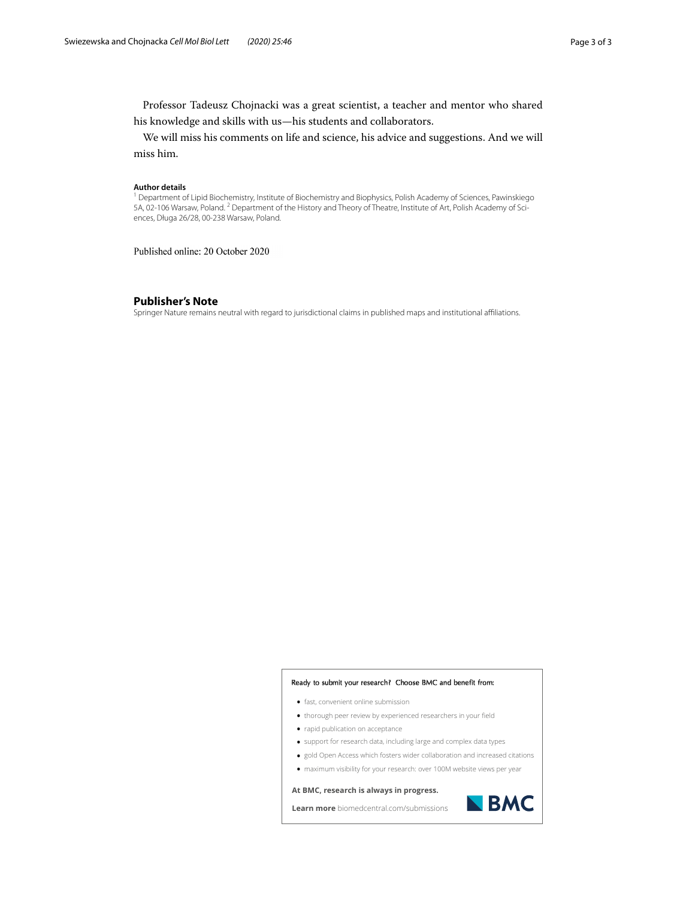Professor Tadeusz Chojnacki was a great scientist, a teacher and mentor who shared his knowledge and skills with us—his students and collaborators.

We will miss his comments on life and science, his advice and suggestions. And we will miss him.

**Author details**

[1] Department of Lipid Biochemistry, Institute of Biochemistry and Biophysics, Polish Academy of Sciences, Pawinskiego 5A, 02-106 Warsaw, Poland. [2] Department of the History and Theory of Theatre, Institute of Art, Polish Academy of Sciences, Długa 26/28, 00-238 Warsaw, Poland.

Published online: 20 October 2020

## Publisher's Note

Springer Nature remains neutral with regard to jurisdictional claims in published maps and institutional affiliations.

Ready to submit your research? Choose BMC and benefit from:

- fast, convenient online submission
- thorough peer review by experienced researchers in your field
- rapid publication on acceptance
- support for research data, including large and complex data types
- gold Open Access which fosters wider collaboration and increased citations
- maximum visibility for your research: over 100M website views per year

**At BMC, research is always in progress.**

**Learn more** biomedcentral.com/submissions

BMC